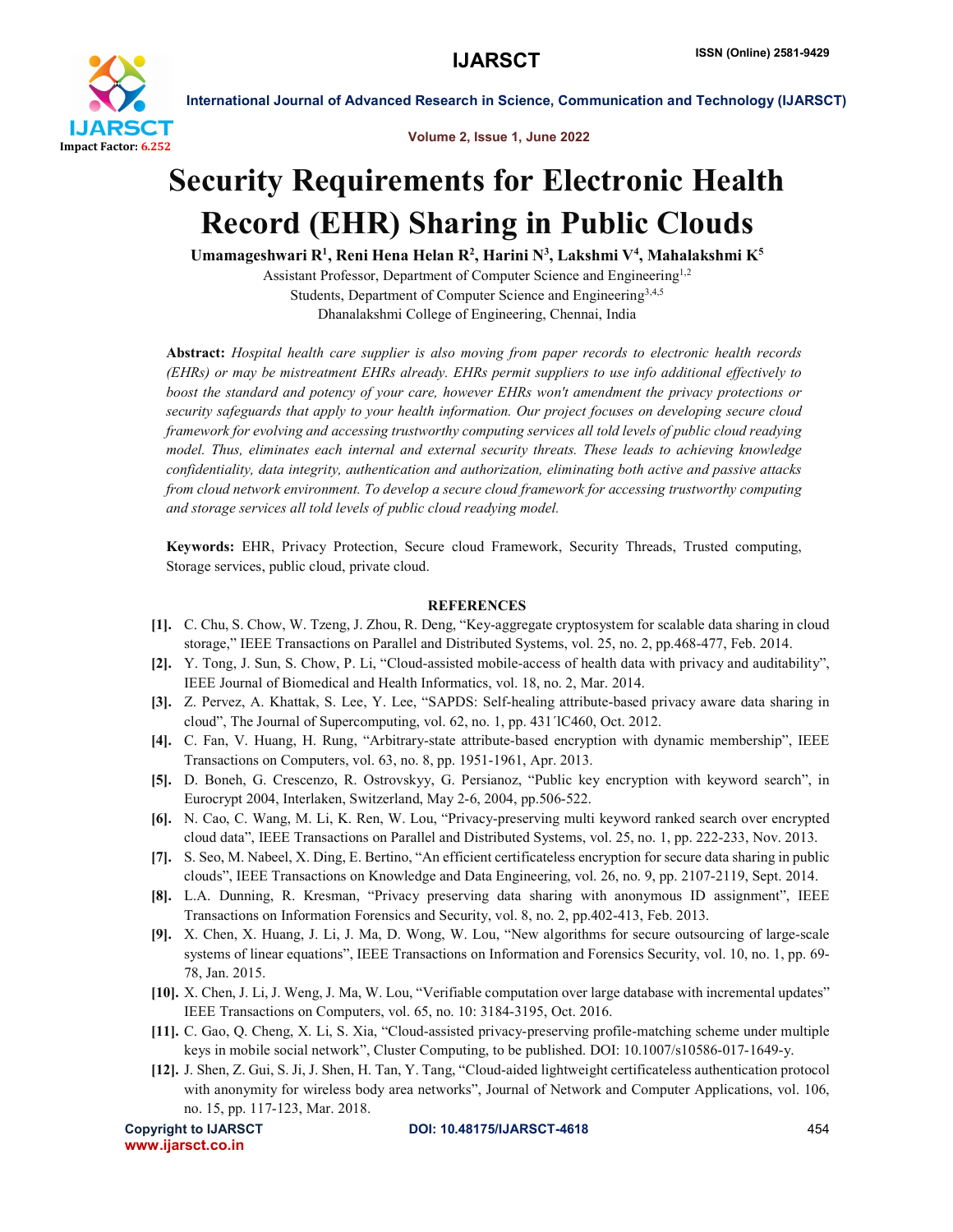# Security Requirements for Electronic Health Record (EHR) Sharing in Public Clouds

**Umamageshwari R[1], Reni Hena Helan R[2], Harini N[3], Lakshmi V[4], Mahalakshmi K[5]**

Assistant Professor, Department of Computer Science and Engineering[1,2]

Students, Department of Computer Science and Engineering[3,4,5]

Dhanalakshmi College of Engineering, Chennai, India

**Abstract:** *Hospital health care supplier is also moving from paper records to electronic health records (EHRs) or may be mistreatment EHRs already. EHRs permit suppliers to use info additional effectively to boost the standard and potency of your care, however EHRs won't amendment the privacy protections or security safeguards that apply to your health information. Our project focuses on developing secure cloud framework for evolving and accessing trustworthy computing services all told levels of public cloud readying model. Thus, eliminates each internal and external security threats. These leads to achieving knowledge confidentiality, data integrity, authentication and authorization, eliminating both active and passive attacks from cloud network environment. To develop a secure cloud framework for accessing trustworthy computing and storage services all told levels of public cloud readying model.*

**Keywords:** EHR, Privacy Protection, Secure cloud Framework, Security Threads, Trusted computing, Storage services, public cloud, private cloud.

## REFERENCES

- **[1].** C. Chu, S. Chow, W. Tzeng, J. Zhou, R. Deng, “Key-aggregate cryptosystem for scalable data sharing in cloud storage,” IEEE Transactions on Parallel and Distributed Systems, vol. 25, no. 2, pp.468-477, Feb. 2014.
- **[2].** Y. Tong, J. Sun, S. Chow, P. Li, “Cloud-assisted mobile-access of health data with privacy and auditability”, IEEE Journal of Biomedical and Health Informatics, vol. 18, no. 2, Mar. 2014.
- **[3].** Z. Pervez, A. Khattak, S. Lee, Y. Lee, “SAPDS: Self-healing attribute-based privacy aware data sharing in cloud”, The Journal of Supercomputing, vol. 62, no. 1, pp. 431´lC460, Oct. 2012.
- **[4].** C. Fan, V. Huang, H. Rung, “Arbitrary-state attribute-based encryption with dynamic membership”, IEEE Transactions on Computers, vol. 63, no. 8, pp. 1951-1961, Apr. 2013.
- **[5].** D. Boneh, G. Crescenzo, R. Ostrovskyy, G. Persianoz, “Public key encryption with keyword search”, in Eurocrypt 2004, Interlaken, Switzerland, May 2-6, 2004, pp.506-522.
- **[6].** N. Cao, C. Wang, M. Li, K. Ren, W. Lou, “Privacy-preserving multi keyword ranked search over encrypted cloud data”, IEEE Transactions on Parallel and Distributed Systems, vol. 25, no. 1, pp. 222-233, Nov. 2013.
- **[7].** S. Seo, M. Nabeel, X. Ding, E. Bertino, “An efficient certificateless encryption for secure data sharing in public clouds”, IEEE Transactions on Knowledge and Data Engineering, vol. 26, no. 9, pp. 2107-2119, Sept. 2014.
- **[8].** L.A. Dunning, R. Kresman, “Privacy preserving data sharing with anonymous ID assignment”, IEEE Transactions on Information Forensics and Security, vol. 8, no. 2, pp.402-413, Feb. 2013.
- **[9].** X. Chen, X. Huang, J. Li, J. Ma, D. Wong, W. Lou, “New algorithms for secure outsourcing of large-scale systems of linear equations”, IEEE Transactions on Information and Forensics Security, vol. 10, no. 1, pp. 69-78, Jan. 2015.
- **[10].** X. Chen, J. Li, J. Weng, J. Ma, W. Lou, “Verifiable computation over large database with incremental updates” IEEE Transactions on Computers, vol. 65, no. 10: 3184-3195, Oct. 2016.
- **[11].** C. Gao, Q. Cheng, X. Li, S. Xia, “Cloud-assisted privacy-preserving profile-matching scheme under multiple keys in mobile social network”, Cluster Computing, to be published. DOI: 10.1007/s10586-017-1649-y.
- **[12].** J. Shen, Z. Gui, S. Ji, J. Shen, H. Tan, Y. Tang, “Cloud-aided lightweight certificateless authentication protocol with anonymity for wireless body area networks”, Journal of Network and Computer Applications, vol. 106, no. 15, pp. 117-123, Mar. 2018.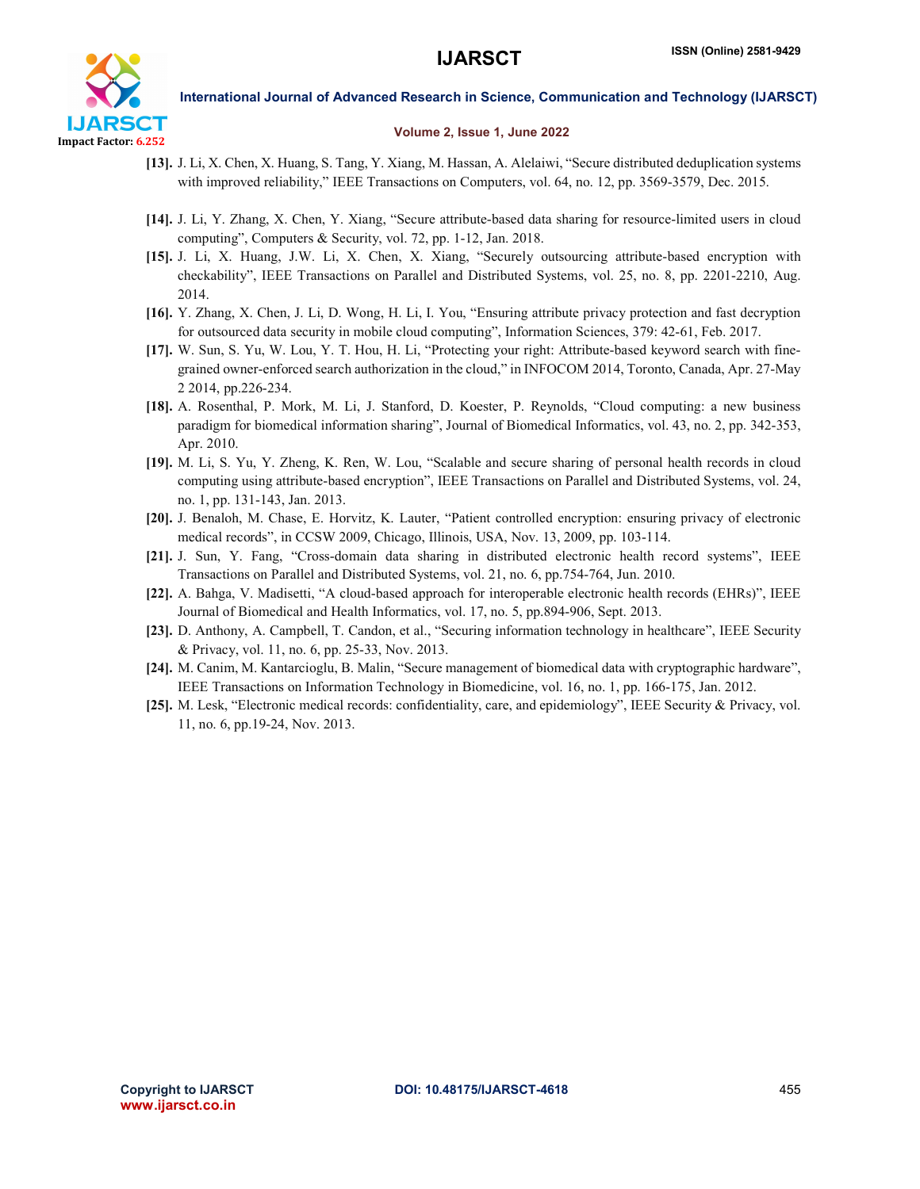[13]. J. Li, X. Chen, X. Huang, S. Tang, Y. Xiang, M. Hassan, A. Alelaiwi, "Secure distributed deduplication systems with improved reliability," IEEE Transactions on Computers, vol. 64, no. 12, pp. 3569-3579, Dec. 2015.

[14]. J. Li, Y. Zhang, X. Chen, Y. Xiang, "Secure attribute-based data sharing for resource-limited users in cloud computing", Computers & Security, vol. 72, pp. 1-12, Jan. 2018.

[15]. J. Li, X. Huang, J.W. Li, X. Chen, X. Xiang, "Securely outsourcing attribute-based encryption with checkability", IEEE Transactions on Parallel and Distributed Systems, vol. 25, no. 8, pp. 2201-2210, Aug. 2014.

[16]. Y. Zhang, X. Chen, J. Li, D. Wong, H. Li, I. You, "Ensuring attribute privacy protection and fast decryption for outsourced data security in mobile cloud computing", Information Sciences, 379: 42-61, Feb. 2017.

[17]. W. Sun, S. Yu, W. Lou, Y. T. Hou, H. Li, "Protecting your right: Attribute-based keyword search with fine-grained owner-enforced search authorization in the cloud," in INFOCOM 2014, Toronto, Canada, Apr. 27-May 2 2014, pp.226-234.

[18]. A. Rosenthal, P. Mork, M. Li, J. Stanford, D. Koester, P. Reynolds, "Cloud computing: a new business paradigm for biomedical information sharing", Journal of Biomedical Informatics, vol. 43, no. 2, pp. 342-353, Apr. 2010.

[19]. M. Li, S. Yu, Y. Zheng, K. Ren, W. Lou, "Scalable and secure sharing of personal health records in cloud computing using attribute-based encryption", IEEE Transactions on Parallel and Distributed Systems, vol. 24, no. 1, pp. 131-143, Jan. 2013.

[20]. J. Benaloh, M. Chase, E. Horvitz, K. Lauter, "Patient controlled encryption: ensuring privacy of electronic medical records", in CCSW 2009, Chicago, Illinois, USA, Nov. 13, 2009, pp. 103-114.

[21]. J. Sun, Y. Fang, "Cross-domain data sharing in distributed electronic health record systems", IEEE Transactions on Parallel and Distributed Systems, vol. 21, no. 6, pp.754-764, Jun. 2010.

[22]. A. Bahga, V. Madisetti, "A cloud-based approach for interoperable electronic health records (EHRs)", IEEE Journal of Biomedical and Health Informatics, vol. 17, no. 5, pp.894-906, Sept. 2013.

[23]. D. Anthony, A. Campbell, T. Candon, et al., "Securing information technology in healthcare", IEEE Security & Privacy, vol. 11, no. 6, pp. 25-33, Nov. 2013.

[24]. M. Canim, M. Kantarcioglu, B. Malin, "Secure management of biomedical data with cryptographic hardware", IEEE Transactions on Information Technology in Biomedicine, vol. 16, no. 1, pp. 166-175, Jan. 2012.

[25]. M. Lesk, "Electronic medical records: confidentiality, care, and epidemiology", IEEE Security & Privacy, vol. 11, no. 6, pp.19-24, Nov. 2013.